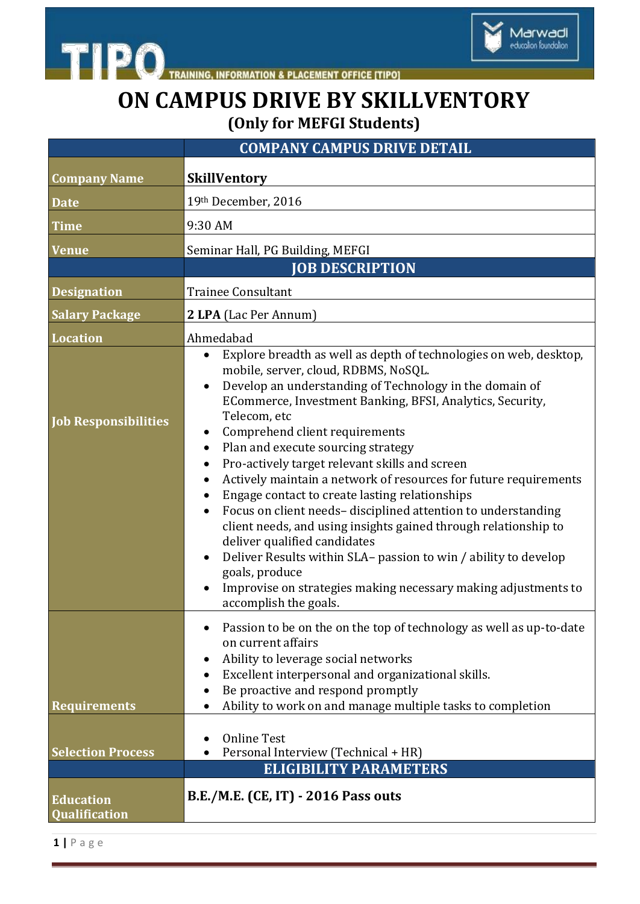TIPO TRAINING, INFORMATION & PLACEMENT OFFICE [TIPO]

Marwadi education foundation

# ON CAMPUS DRIVE BY SKILLVENTORY

## (Only for MEFGI Students)

| | COMPANY CAMPUS DRIVE DETAIL |
|---|---|
| **Company Name** | **SkillVentory** |
| **Date** | 19th December, 2016 |
| **Time** | 9:30 AM |
| **Venue** | Seminar Hall, PG Building, MEFGI |
| | **JOB DESCRIPTION** |
| **Designation** | Trainee Consultant |
| **Salary Package** | **2 LPA** (Lac Per Annum) |
| **Location** | Ahmedabad |
| **Job Responsibilities** | • Explore breadth as well as depth of technologies on web, desktop, mobile, server, cloud, RDBMS, NoSQL.<br>• Develop an understanding of Technology in the domain of ECommerce, Investment Banking, BFSI, Analytics, Security, Telecom, etc<br>• Comprehend client requirements<br>• Plan and execute sourcing strategy<br>• Pro-actively target relevant skills and screen<br>• Actively maintain a network of resources for future requirements<br>• Engage contact to create lasting relationships<br>• Focus on client needs– disciplined attention to understanding client needs, and using insights gained through relationship to deliver qualified candidates<br>• Deliver Results within SLA– passion to win / ability to develop goals, produce<br>• Improvise on strategies making necessary making adjustments to accomplish the goals. |
| **Requirements** | • Passion to be on the on the top of technology as well as up-to-date on current affairs<br>• Ability to leverage social networks<br>• Excellent interpersonal and organizational skills.<br>• Be proactive and respond promptly<br>• Ability to work on and manage multiple tasks to completion |
| **Selection Process** | • Online Test<br>• Personal Interview (Technical + HR) |
| | **ELIGIBILITY PARAMETERS** |
| **Education Qualification** | **B.E./M.E. (CE, IT) - 2016 Pass outs** |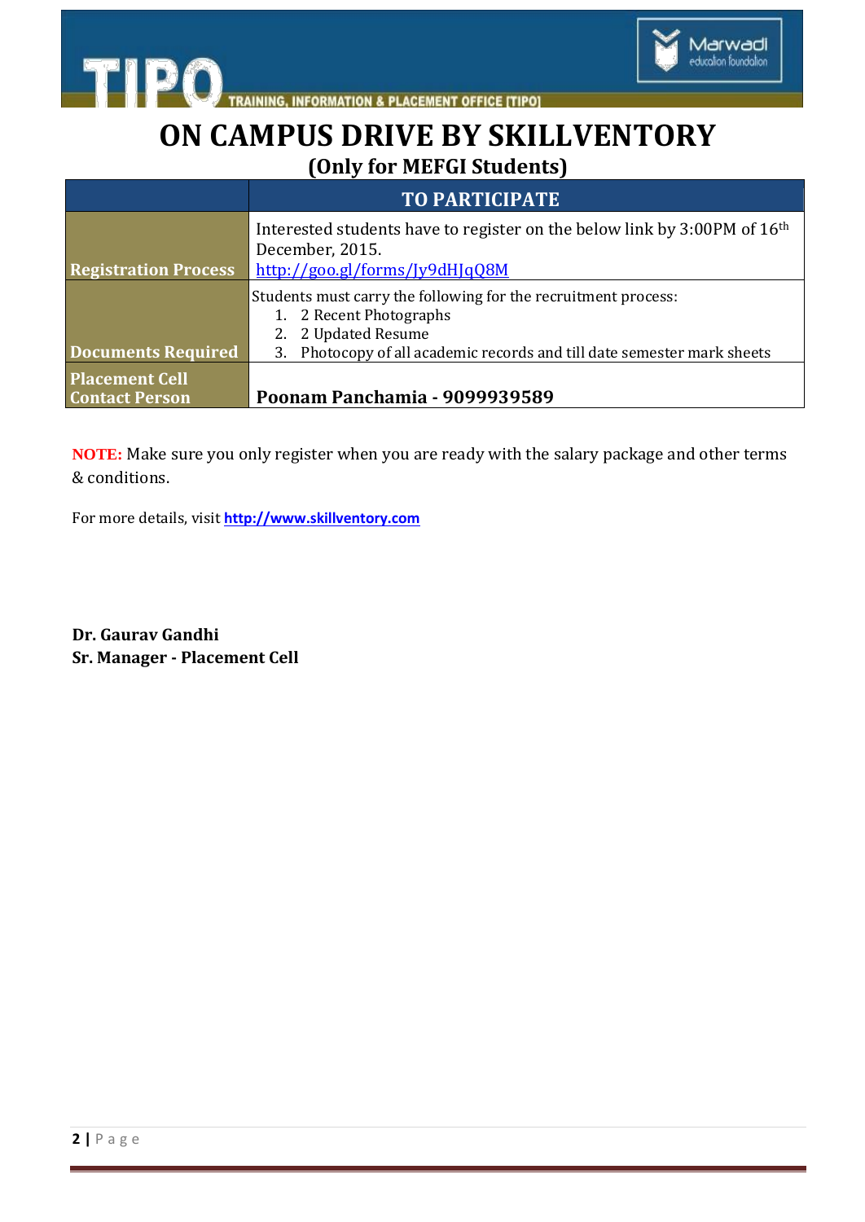# ON CAMPUS DRIVE BY SKILLVENTORY

## (Only for MEFGI Students)

| | TO PARTICIPATE |
|---|---|
| **Registration Process** | Interested students have to register on the below link by 3:00PM of 16th December, 2015. http://goo.gl/forms/Jy9dHJqQ8M |
| **Documents Required** | Students must carry the following for the recruitment process: 1. 2 Recent Photographs 2. 2 Updated Resume 3. Photocopy of all academic records and till date semester mark sheets |
| **Placement Cell Contact Person** | **Poonam Panchamia - 9099939589** |

**NOTE:** Make sure you only register when you are ready with the salary package and other terms & conditions.

For more details, visit **http://www.skillventory.com**

**Dr. Gaurav Gandhi**
**Sr. Manager - Placement Cell**